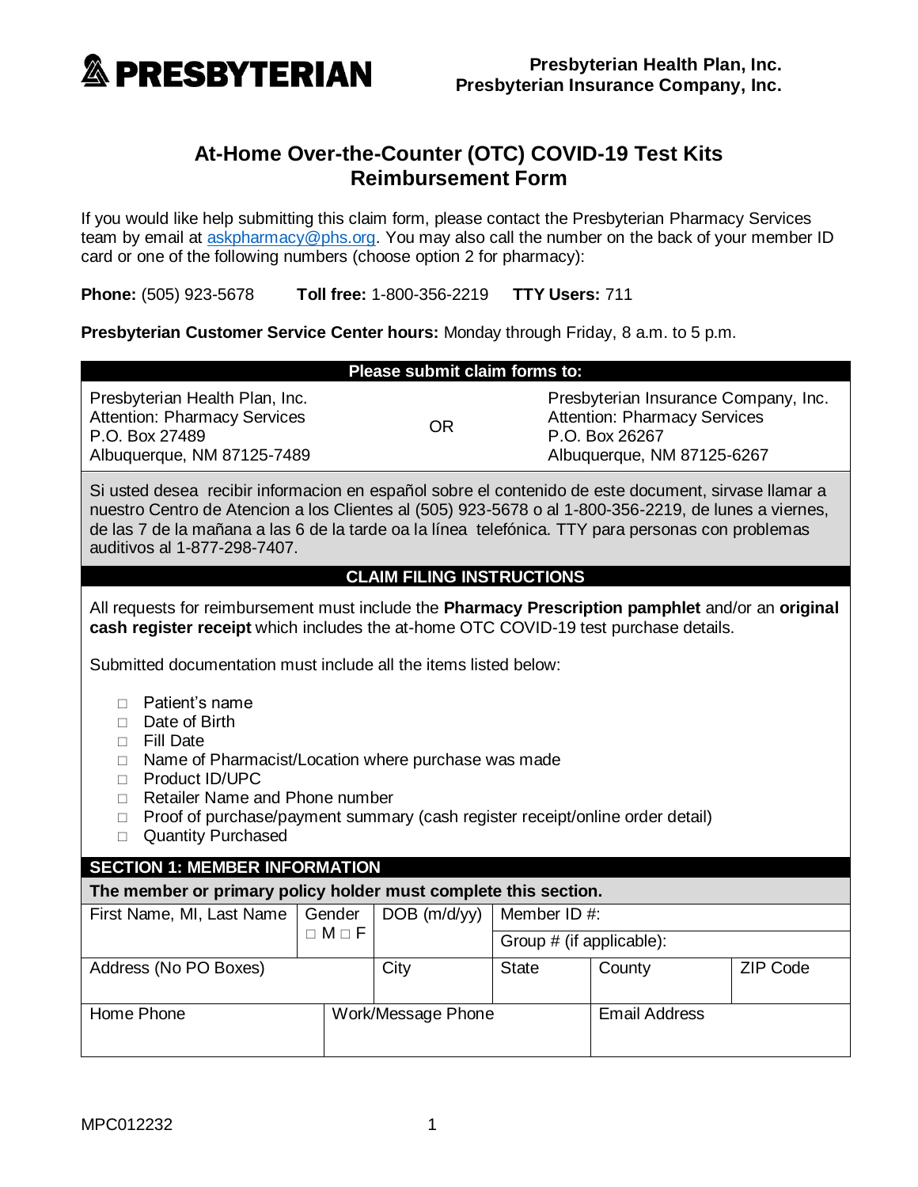**PRESBYTERIAN**

**Presbyterian Health Plan, Inc.**
**Presbyterian Insurance Company, Inc.**

# At-Home Over-the-Counter (OTC) COVID-19 Test Kits Reimbursement Form

If you would like help submitting this claim form, please contact the Presbyterian Pharmacy Services team by email at askpharmacy@phs.org. You may also call the number on the back of your member ID card or one of the following numbers (choose option 2 for pharmacy):

**Phone:** (505) 923-5678 **Toll free:** 1-800-356-2219 **TTY Users:** 711

**Presbyterian Customer Service Center hours:** Monday through Friday, 8 a.m. to 5 p.m.

## Please submit claim forms to:

| Presbyterian Health Plan, Inc.<br>Attention: Pharmacy Services<br>P.O. Box 27489<br>Albuquerque, NM 87125-7489 | OR | Presbyterian Insurance Company, Inc.<br>Attention: Pharmacy Services<br>P.O. Box 26267<br>Albuquerque, NM 87125-6267 |
|---|---|---|

Si usted desea recibir informacion en español sobre el contenido de este document, sirvase llamar a nuestro Centro de Atencion a los Clientes al (505) 923-5678 o al 1-800-356-2219, de lunes a viernes, de las 7 de la mañana a las 6 de la tarde oa la línea telefónica. TTY para personas con problemas auditivos al 1-877-298-7407.

## CLAIM FILING INSTRUCTIONS

All requests for reimbursement must include the **Pharmacy Prescription pamphlet** and/or an **original cash register receipt** which includes the at-home OTC COVID-19 test purchase details.

Submitted documentation must include all the items listed below:

- □ Patient's name
- □ Date of Birth
- □ Fill Date
- □ Name of Pharmacist/Location where purchase was made
- □ Product ID/UPC
- □ Retailer Name and Phone number
- □ Proof of purchase/payment summary (cash register receipt/online order detail)
- □ Quantity Purchased

## SECTION 1: MEMBER INFORMATION

**The member or primary policy holder must complete this section.**

| First Name, MI, Last Name | Gender<br>□ M □ F | DOB (m/d/yy) | Member ID #:<br>Group # (if applicable): | | |
|---|---|---|---|---|---|
| Address (No PO Boxes) | | City | State | County | ZIP Code |
| Home Phone | Work/Message Phone | | | Email Address | |

MPC012232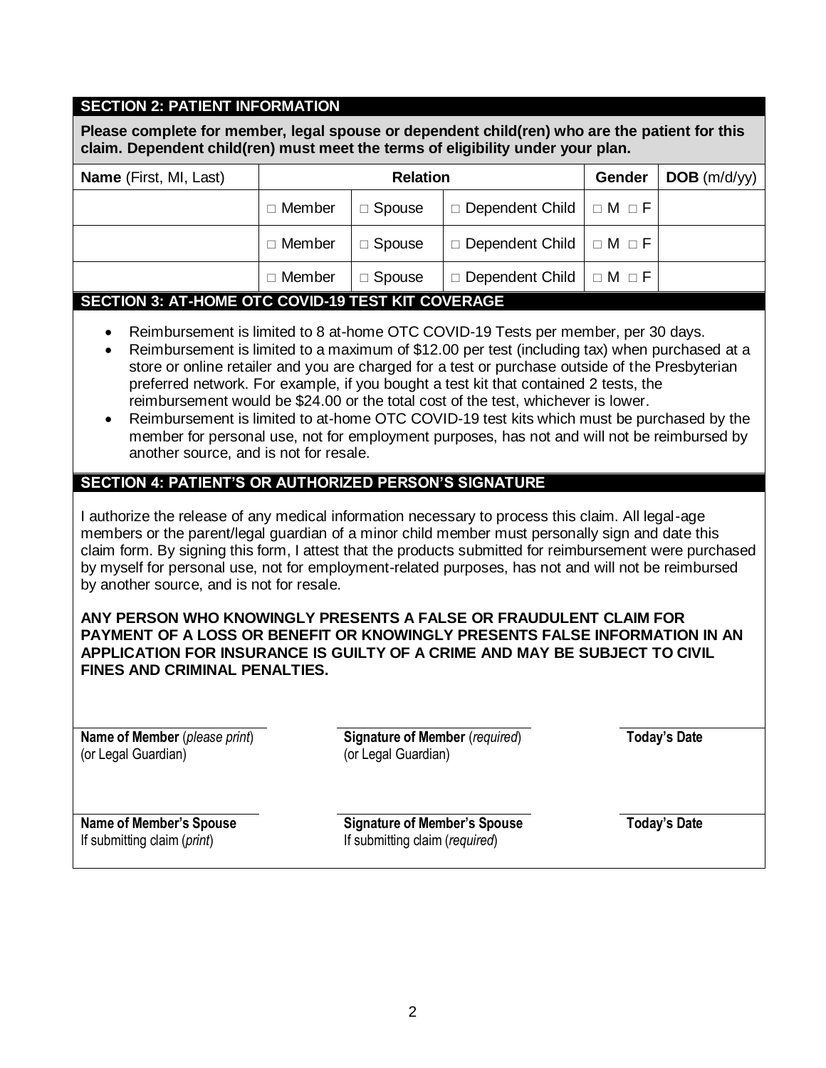## SECTION 2: PATIENT INFORMATION

**Please complete for member, legal spouse or dependent child(ren) who are the patient for this claim. Dependent child(ren) must meet the terms of eligibility under your plan.**

| **Name** (First, MI, Last) | **Relation** | | | **Gender** | **DOB** (m/d/yy) |
|---|---|---|---|---|---|
| | □ Member | □ Spouse | □ Dependent Child | □ M □ F | |
| | □ Member | □ Spouse | □ Dependent Child | □ M □ F | |
| | □ Member | □ Spouse | □ Dependent Child | □ M □ F | |

## SECTION 3: AT-HOME OTC COVID-19 TEST KIT COVERAGE

- Reimbursement is limited to 8 at-home OTC COVID-19 Tests per member, per 30 days.
- Reimbursement is limited to a maximum of $12.00 per test (including tax) when purchased at a store or online retailer and you are charged for a test or purchase outside of the Presbyterian preferred network. For example, if you bought a test kit that contained 2 tests, the reimbursement would be $24.00 or the total cost of the test, whichever is lower.
- Reimbursement is limited to at-home OTC COVID-19 test kits which must be purchased by the member for personal use, not for employment purposes, has not and will not be reimbursed by another source, and is not for resale.

## SECTION 4: PATIENT'S OR AUTHORIZED PERSON'S SIGNATURE

I authorize the release of any medical information necessary to process this claim. All legal-age members or the parent/legal guardian of a minor child member must personally sign and date this claim form. By signing this form, I attest that the products submitted for reimbursement were purchased by myself for personal use, not for employment-related purposes, has not and will not be reimbursed by another source, and is not for resale.

**ANY PERSON WHO KNOWINGLY PRESENTS A FALSE OR FRAUDULENT CLAIM FOR PAYMENT OF A LOSS OR BENEFIT OR KNOWINGLY PRESENTS FALSE INFORMATION IN AN APPLICATION FOR INSURANCE IS GUILTY OF A CRIME AND MAY BE SUBJECT TO CIVIL FINES AND CRIMINAL PENALTIES.**

| | | |
|---|---|---|
| **Name of Member** (*please print*) (or Legal Guardian) | **Signature of Member** (*required*) (or Legal Guardian) | **Today's Date** |
| **Name of Member's Spouse** If submitting claim (*print*) | **Signature of Member's Spouse** If submitting claim (*required*) | **Today's Date** |